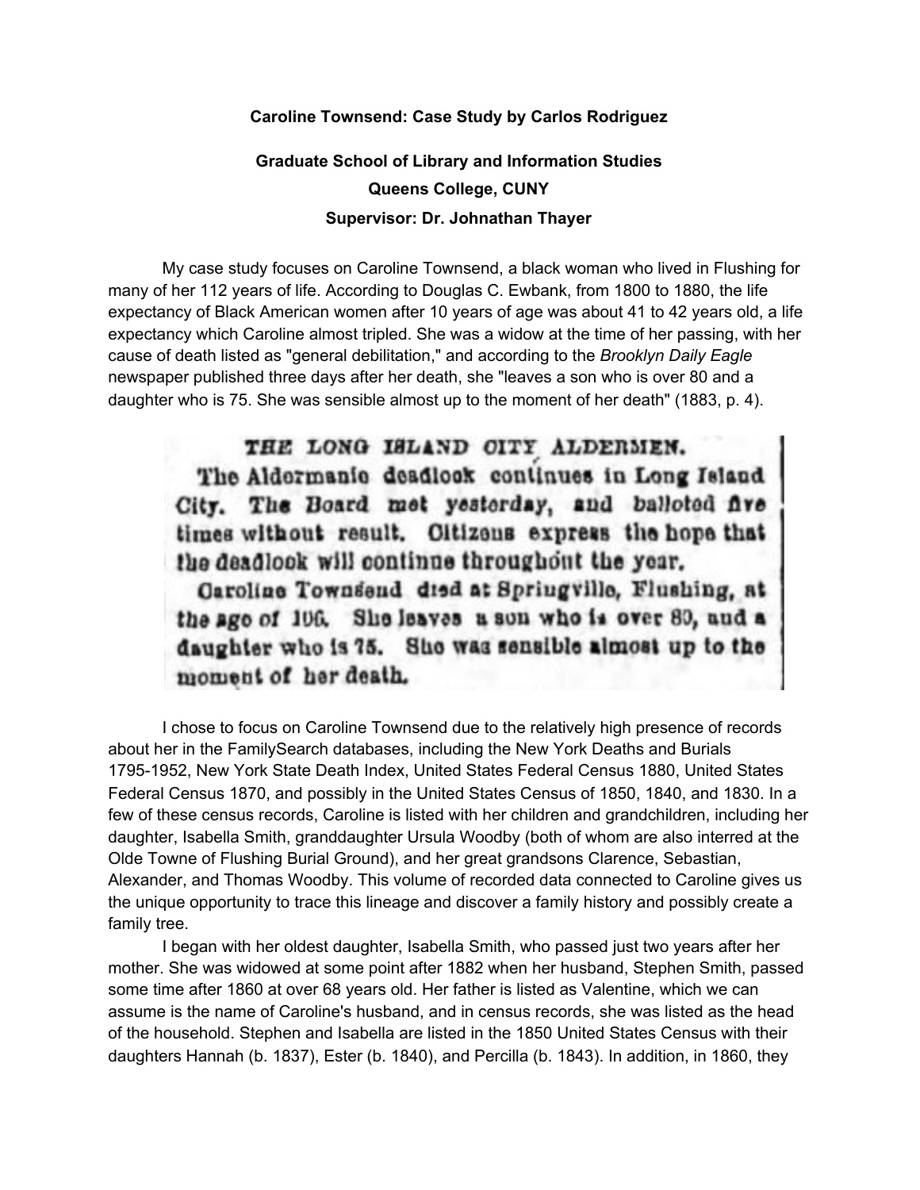**Caroline Townsend: Case Study by Carlos Rodriguez**

**Graduate School of Library and Information Studies**
**Queens College, CUNY**
**Supervisor: Dr. Johnathan Thayer**

My case study focuses on Caroline Townsend, a black woman who lived in Flushing for many of her 112 years of life. According to Douglas C. Ewbank, from 1800 to 1880, the life expectancy of Black American women after 10 years of age was about 41 to 42 years old, a life expectancy which Caroline almost tripled. She was a widow at the time of her passing, with her cause of death listed as "general debilitation," and according to the *Brooklyn Daily Eagle* newspaper published three days after her death, she "leaves a son who is over 80 and a daughter who is 75. She was sensible almost up to the moment of her death" (1883, p. 4).

> THE LONG ISLAND CITY ALDERMEN.
> The Aldermanic deadlock continues in Long Island City. The Board met yesterday, and balloted five times without result. Citizens express the hope that the deadlock will continue throughout the year.
> Caroline Townsend died at Springville, Flushing, at the age of 106. She leaves a son who is over 80, and a daughter who is 75. She was sensible almost up to the moment of her death.

I chose to focus on Caroline Townsend due to the relatively high presence of records about her in the FamilySearch databases, including the New York Deaths and Burials 1795-1952, New York State Death Index, United States Federal Census 1880, United States Federal Census 1870, and possibly in the United States Census of 1850, 1840, and 1830. In a few of these census records, Caroline is listed with her children and grandchildren, including her daughter, Isabella Smith, granddaughter Ursula Woodby (both of whom are also interred at the Olde Towne of Flushing Burial Ground), and her great grandsons Clarence, Sebastian, Alexander, and Thomas Woodby. This volume of recorded data connected to Caroline gives us the unique opportunity to trace this lineage and discover a family history and possibly create a family tree.

I began with her oldest daughter, Isabella Smith, who passed just two years after her mother. She was widowed at some point after 1882 when her husband, Stephen Smith, passed some time after 1860 at over 68 years old. Her father is listed as Valentine, which we can assume is the name of Caroline's husband, and in census records, she was listed as the head of the household. Stephen and Isabella are listed in the 1850 United States Census with their daughters Hannah (b. 1837), Ester (b. 1840), and Percilla (b. 1843). In addition, in 1860, they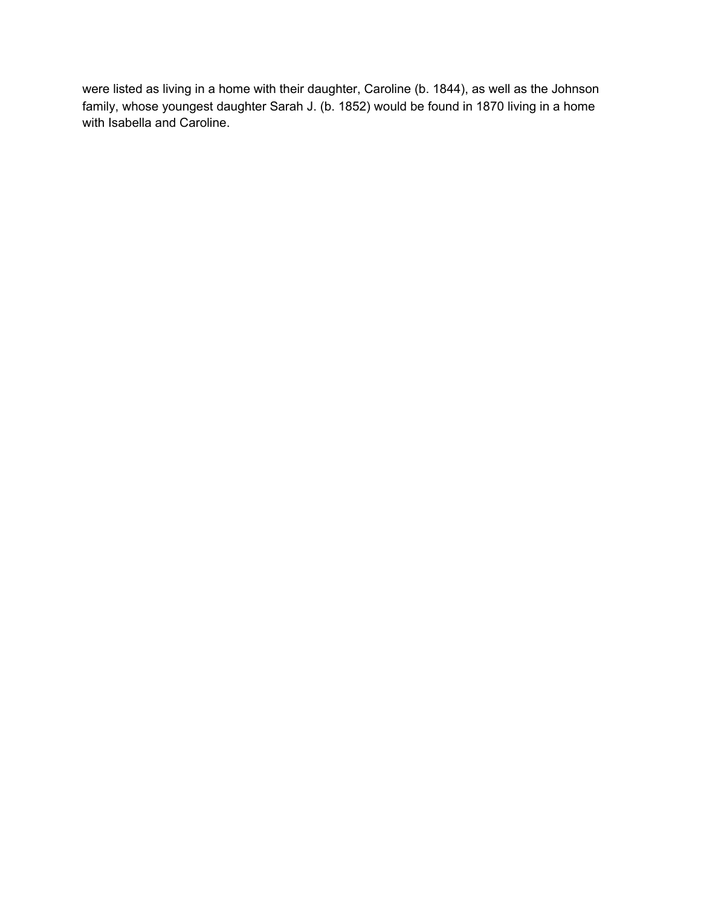were listed as living in a home with their daughter, Caroline (b. 1844), as well as the Johnson family, whose youngest daughter Sarah J. (b. 1852) would be found in 1870 living in a home with Isabella and Caroline.